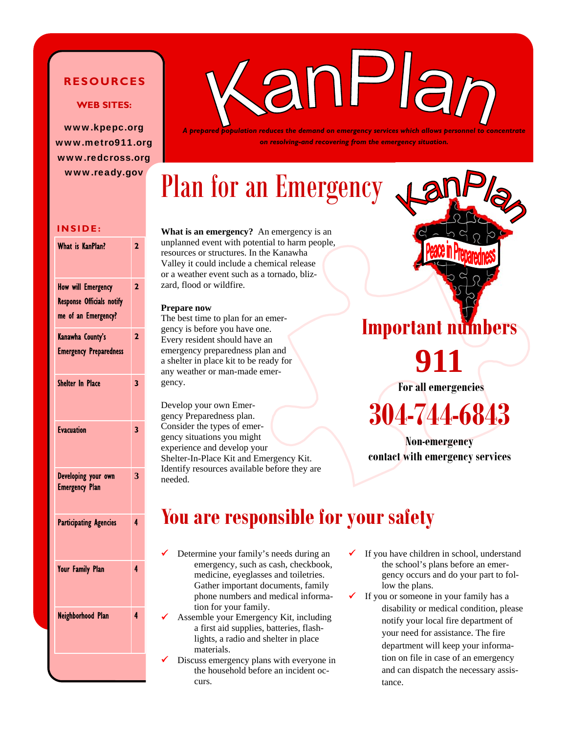# KanPlan

*A prepared population reduces the demand on emergency services which allows personnel to concentrate on resolving-and recovering from the emergency situation.*

## RESOURCES

**WEB SITES:**

www.kpepc.org
www.metro911.org
www.redcross.org
www.ready.gov

**INSIDE:**

| | |
|---|---|
| What is KanPlan? | 2 |
| How will Emergency Response Officials notify me of an Emergency? | 2 |
| Kanawha County's Emergency Preparedness | 2 |
| Shelter In Place | 3 |
| Evacuation | 3 |
| Developing your own Emergency Plan | 3 |
| Participating Agencies | 4 |
| Your Family Plan | 4 |
| Neighborhood Plan | 4 |

# Plan for an Emergency

**What is an emergency?** An emergency is an unplanned event with potential to harm people, resources or structures. In the Kanawha Valley it could include a chemical release or a weather event such as a tornado, blizzard, flood or wildfire.

**Prepare now**
The best time to plan for an emergency is before you have one. Every resident should have an emergency preparedness plan and a shelter in place kit to be ready for any weather or man-made emergency.

Develop your own Emergency Preparedness plan. Consider the types of emergency situations you might experience and develop your Shelter-In-Place Kit and Emergency Kit. Identify resources available before they are needed.

KanPlan — Peace in Preparedness

## Important numbers

**911**
**For all emergencies**

**304-744-6843**
**Non-emergency contact with emergency services**

## You are responsible for your safety

- ✓ Determine your family's needs during an emergency, such as cash, checkbook, medicine, eyeglasses and toiletries. Gather important documents, family phone numbers and medical information for your family.
- ✓ Assemble your Emergency Kit, including a first aid supplies, batteries, flashlights, a radio and shelter in place materials.
- ✓ Discuss emergency plans with everyone in the household before an incident occurs.
- ✓ If you have children in school, understand the school's plans before an emergency occurs and do your part to follow the plans.
- ✓ If you or someone in your family has a disability or medical condition, please notify your local fire department of your need for assistance. The fire department will keep your information on file in case of an emergency and can dispatch the necessary assistance.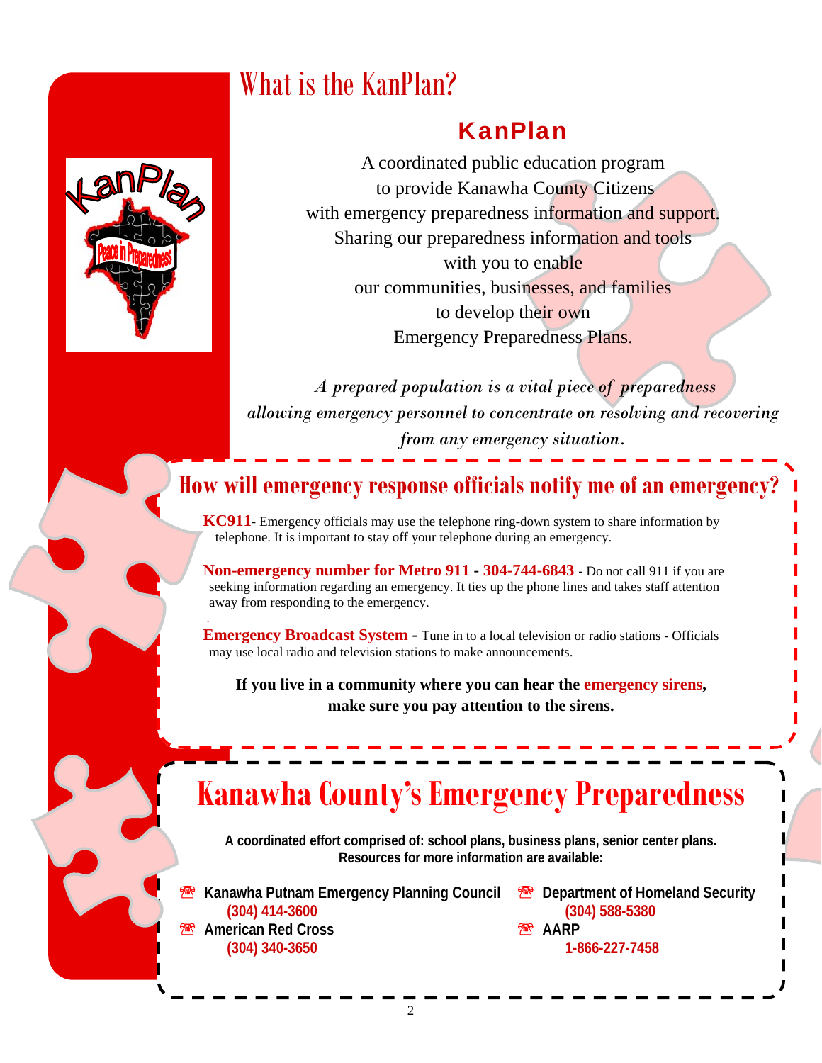# What is the KanPlan?

## KanPlan

A coordinated public education program
to provide Kanawha County Citizens
with emergency preparedness information and support.
Sharing our preparedness information and tools
with you to enable
our communities, businesses, and families
to develop their own
Emergency Preparedness Plans.

*A prepared population is a vital piece of preparedness allowing emergency personnel to concentrate on resolving and recovering from any emergency situation.*

## How will emergency response officials notify me of an emergency?

**KC911**- Emergency officials may use the telephone ring-down system to share information by telephone. It is important to stay off your telephone during an emergency.

**Non-emergency number for Metro 911 - 304-744-6843** - Do not call 911 if you are seeking information regarding an emergency. It ties up the phone lines and takes staff attention away from responding to the emergency.

**Emergency Broadcast System -** Tune in to a local television or radio stations - Officials may use local radio and television stations to make announcements.

**If you live in a community where you can hear the emergency sirens, make sure you pay attention to the sirens.**

## Kanawha County's Emergency Preparedness

**A coordinated effort comprised of: school plans, business plans, senior center plans. Resources for more information are available:**

- **Kanawha Putnam Emergency Planning Council**
  **(304) 414-3600**
- **American Red Cross**
  **(304) 340-3650**
- **Department of Homeland Security**
  **(304) 588-5380**
- **AARP**
  **1-866-227-7458**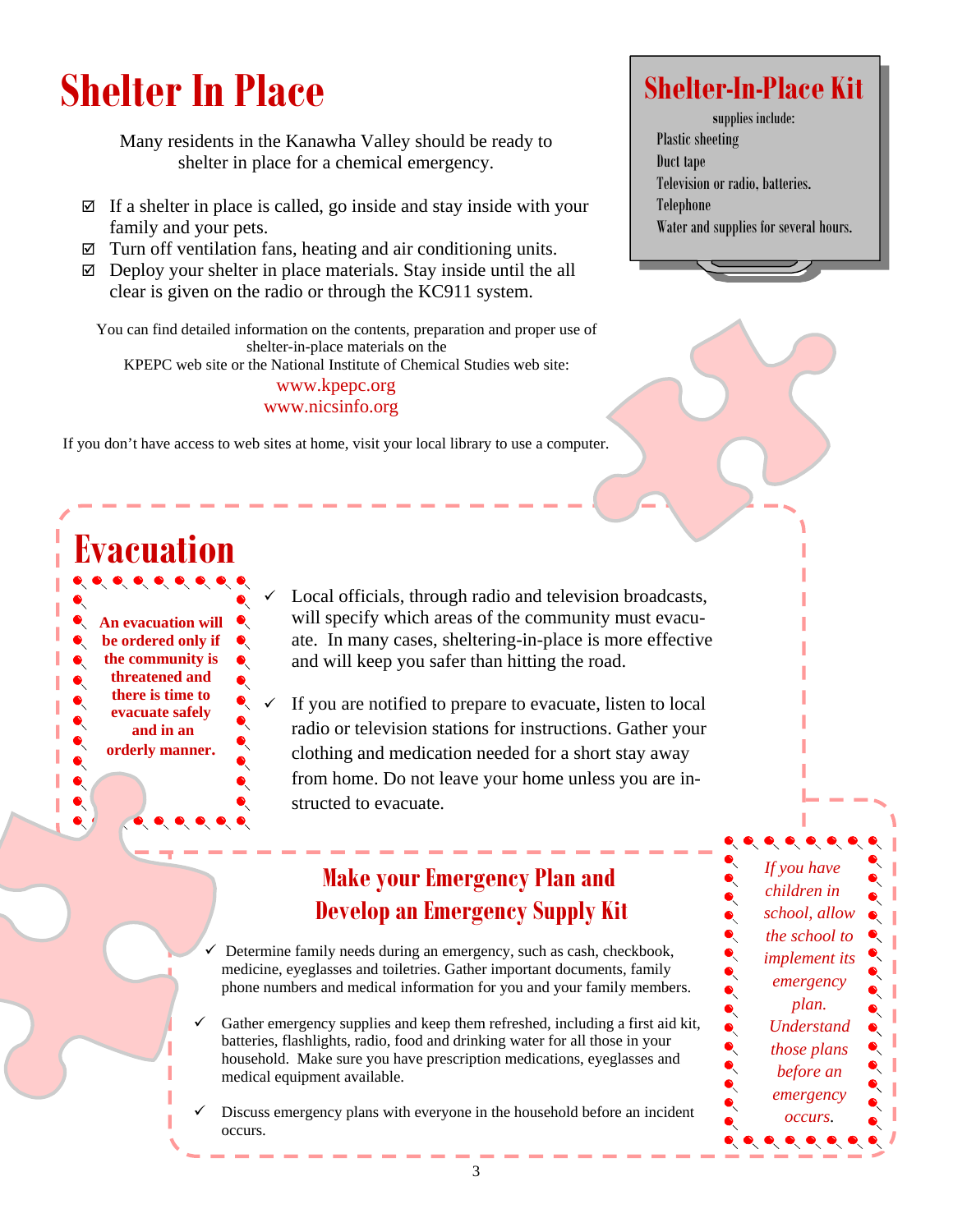# Shelter In Place

Many residents in the Kanawha Valley should be ready to shelter in place for a chemical emergency.

- ☑ If a shelter in place is called, go inside and stay inside with your family and your pets.
- ☑ Turn off ventilation fans, heating and air conditioning units.
- ☑ Deploy your shelter in place materials. Stay inside until the all clear is given on the radio or through the KC911 system.

You can find detailed information on the contents, preparation and proper use of shelter-in-place materials on the KPEPC web site or the National Institute of Chemical Studies web site:

www.kpepc.org
www.nicsinfo.org

If you don't have access to web sites at home, visit your local library to use a computer.

## Shelter-In-Place Kit

supplies include:

- Plastic sheeting
- Duct tape
- Television or radio, batteries.
- Telephone
- Water and supplies for several hours.

# Evacuation

**An evacuation will be ordered only if the community is threatened and there is time to evacuate safely and in an orderly manner.**

- ✓ Local officials, through radio and television broadcasts, will specify which areas of the community must evacuate. In many cases, sheltering-in-place is more effective and will keep you safer than hitting the road.
- ✓ If you are notified to prepare to evacuate, listen to local radio or television stations for instructions. Gather your clothing and medication needed for a short stay away from home. Do not leave your home unless you are instructed to evacuate.

## Make your Emergency Plan and Develop an Emergency Supply Kit

- ✓ Determine family needs during an emergency, such as cash, checkbook, medicine, eyeglasses and toiletries. Gather important documents, family phone numbers and medical information for you and your family members.
- ✓ Gather emergency supplies and keep them refreshed, including a first aid kit, batteries, flashlights, radio, food and drinking water for all those in your household. Make sure you have prescription medications, eyeglasses and medical equipment available.
- ✓ Discuss emergency plans with everyone in the household before an incident occurs.

*If you have children in school, allow the school to implement its emergency plan. Understand those plans before an emergency occurs.*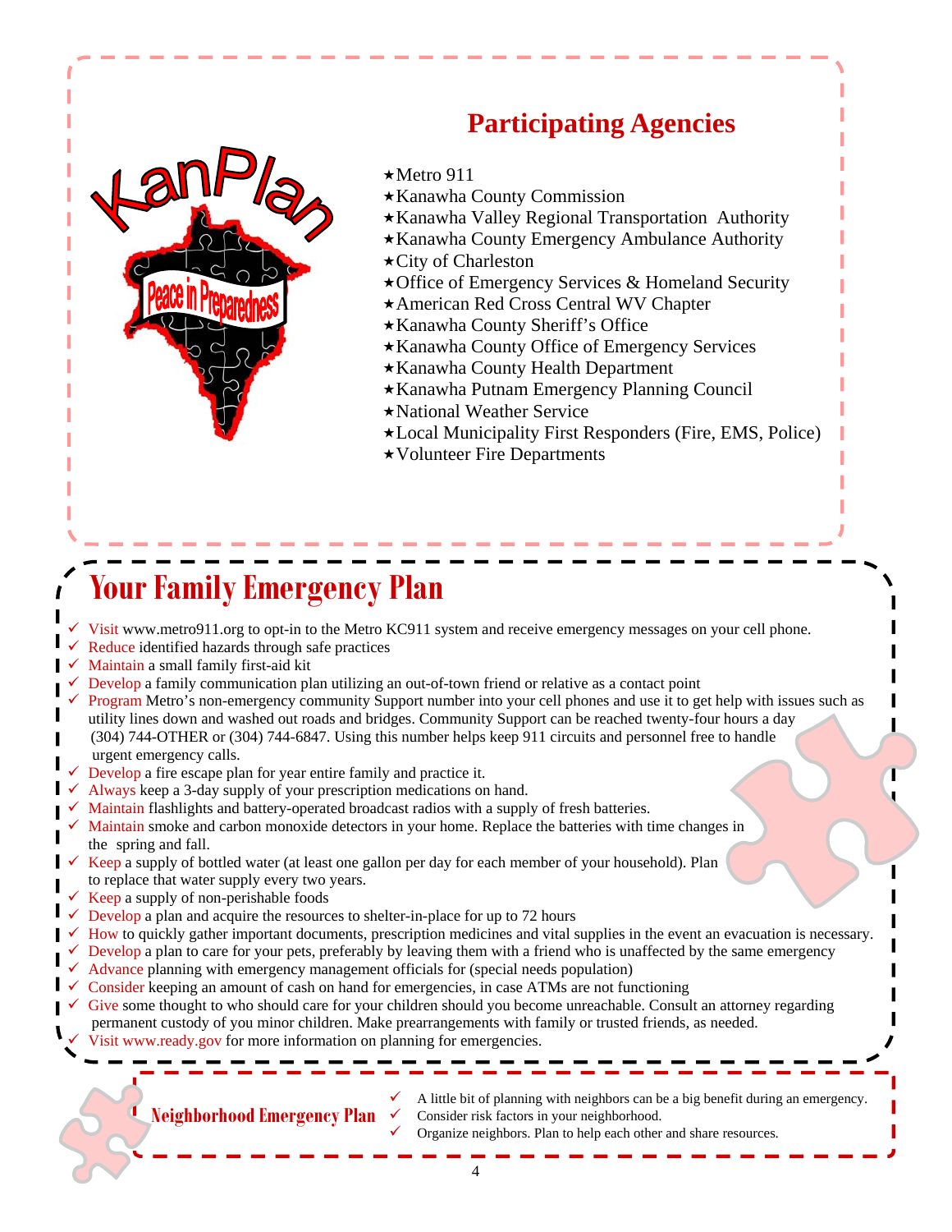## Participating Agencies

KanPlan

Peace in Preparedness

- ★Metro 911
- ★Kanawha County Commission
- ★Kanawha Valley Regional Transportation Authority
- ★Kanawha County Emergency Ambulance Authority
- ★City of Charleston
- ★Office of Emergency Services & Homeland Security
- ★American Red Cross Central WV Chapter
- ★Kanawha County Sheriff's Office
- ★Kanawha County Office of Emergency Services
- ★Kanawha County Health Department
- ★Kanawha Putnam Emergency Planning Council
- ★National Weather Service
- ★Local Municipality First Responders (Fire, EMS, Police)
- ★Volunteer Fire Departments

## Your Family Emergency Plan

- ✓ Visit www.metro911.org to opt-in to the Metro KC911 system and receive emergency messages on your cell phone.
- ✓ Reduce identified hazards through safe practices
- ✓ Maintain a small family first-aid kit
- ✓ Develop a family communication plan utilizing an out-of-town friend or relative as a contact point
- ✓ Program Metro's non-emergency community Support number into your cell phones and use it to get help with issues such as utility lines down and washed out roads and bridges. Community Support can be reached twenty-four hours a day (304) 744-OTHER or (304) 744-6847. Using this number helps keep 911 circuits and personnel free to handle urgent emergency calls.
- ✓ Develop a fire escape plan for year entire family and practice it.
- ✓ Always keep a 3-day supply of your prescription medications on hand.
- ✓ Maintain flashlights and battery-operated broadcast radios with a supply of fresh batteries.
- ✓ Maintain smoke and carbon monoxide detectors in your home. Replace the batteries with time changes in the spring and fall.
- ✓ Keep a supply of bottled water (at least one gallon per day for each member of your household). Plan to replace that water supply every two years.
- ✓ Keep a supply of non-perishable foods
- ✓ Develop a plan and acquire the resources to shelter-in-place for up to 72 hours
- ✓ How to quickly gather important documents, prescription medicines and vital supplies in the event an evacuation is necessary.
- ✓ Develop a plan to care for your pets, preferably by leaving them with a friend who is unaffected by the same emergency
- ✓ Advance planning with emergency management officials for (special needs population)
- ✓ Consider keeping an amount of cash on hand for emergencies, in case ATMs are not functioning
- ✓ Give some thought to who should care for your children should you become unreachable. Consult an attorney regarding permanent custody of you minor children. Make prearrangements with family or trusted friends, as needed.
- ✓ Visit www.ready.gov for more information on planning for emergencies.

### Neighborhood Emergency Plan

- ✓ A little bit of planning with neighbors can be a big benefit during an emergency.
- ✓ Consider risk factors in your neighborhood.
- ✓ Organize neighbors. Plan to help each other and share resources.